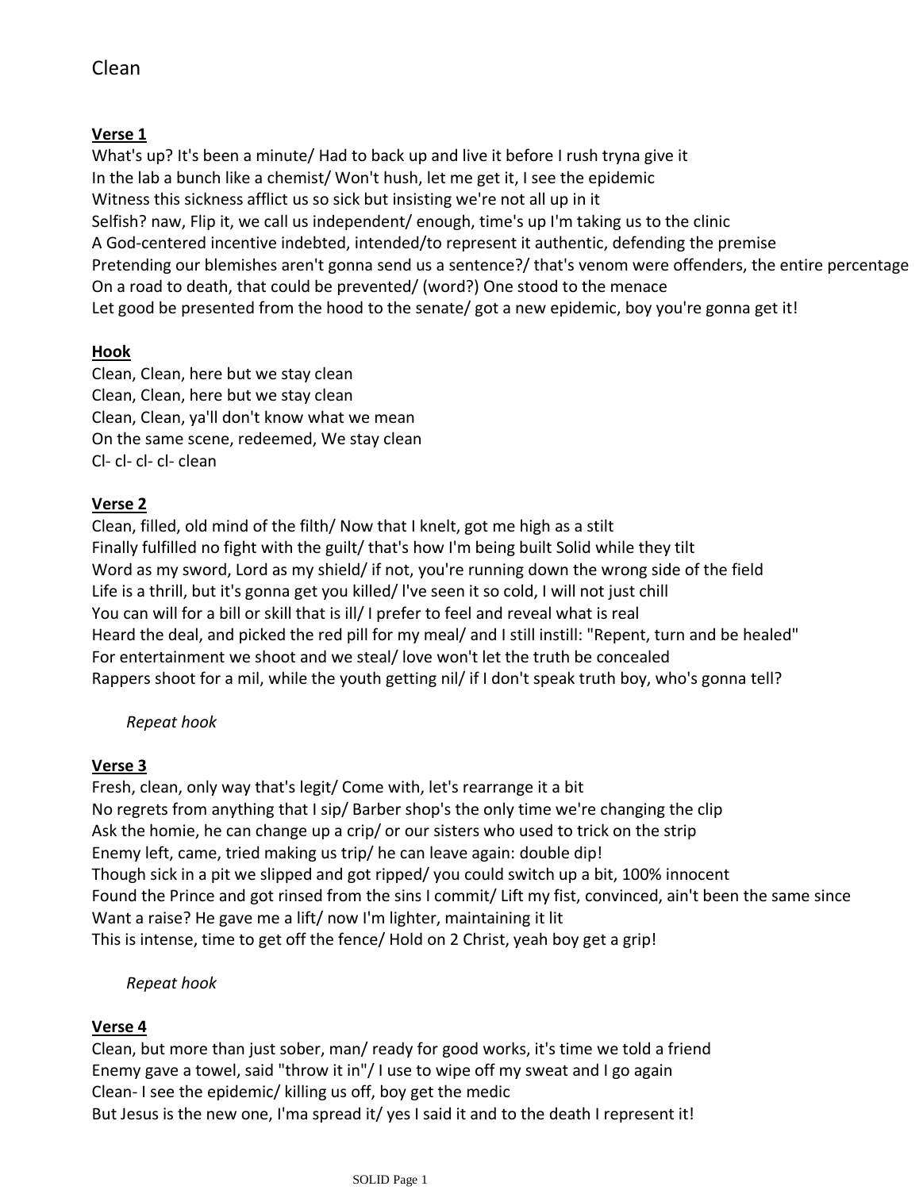# Clean

**Verse 1**

What's up? It's been a minute/ Had to back up and live it before I rush tryna give it
In the lab a bunch like a chemist/ Won't hush, let me get it, I see the epidemic
Witness this sickness afflict us so sick but insisting we're not all up in it
Selfish? naw, Flip it, we call us independent/ enough, time's up I'm taking us to the clinic
A God-centered incentive indebted, intended/to represent it authentic, defending the premise
Pretending our blemishes aren't gonna send us a sentence?/ that's venom were offenders, the entire percentage
On a road to death, that could be prevented/ (word?) One stood to the menace
Let good be presented from the hood to the senate/ got a new epidemic, boy you're gonna get it!

**Hook**

Clean, Clean, here but we stay clean
Clean, Clean, here but we stay clean
Clean, Clean, ya'll don't know what we mean
On the same scene, redeemed, We stay clean
Cl- cl- cl- cl- clean

**Verse 2**

Clean, filled, old mind of the filth/ Now that I knelt, got me high as a stilt
Finally fulfilled no fight with the guilt/ that's how I'm being built Solid while they tilt
Word as my sword, Lord as my shield/ if not, you're running down the wrong side of the field
Life is a thrill, but it's gonna get you killed/ I've seen it so cold, I will not just chill
You can will for a bill or skill that is ill/ I prefer to feel and reveal what is real
Heard the deal, and picked the red pill for my meal/ and I still instill: "Repent, turn and be healed"
For entertainment we shoot and we steal/ love won't let the truth be concealed
Rappers shoot for a mil, while the youth getting nil/ if I don't speak truth boy, who's gonna tell?

*Repeat hook*

**Verse 3**

Fresh, clean, only way that's legit/ Come with, let's rearrange it a bit
No regrets from anything that I sip/ Barber shop's the only time we're changing the clip
Ask the homie, he can change up a crip/ or our sisters who used to trick on the strip
Enemy left, came, tried making us trip/ he can leave again: double dip!
Though sick in a pit we slipped and got ripped/ you could switch up a bit, 100% innocent
Found the Prince and got rinsed from the sins I commit/ Lift my fist, convinced, ain't been the same since
Want a raise? He gave me a lift/ now I'm lighter, maintaining it lit
This is intense, time to get off the fence/ Hold on 2 Christ, yeah boy get a grip!

*Repeat hook*

**Verse 4**

Clean, but more than just sober, man/ ready for good works, it's time we told a friend
Enemy gave a towel, said "throw it in"/ I use to wipe off my sweat and I go again
Clean- I see the epidemic/ killing us off, boy get the medic
But Jesus is the new one, I'ma spread it/ yes I said it and to the death I represent it!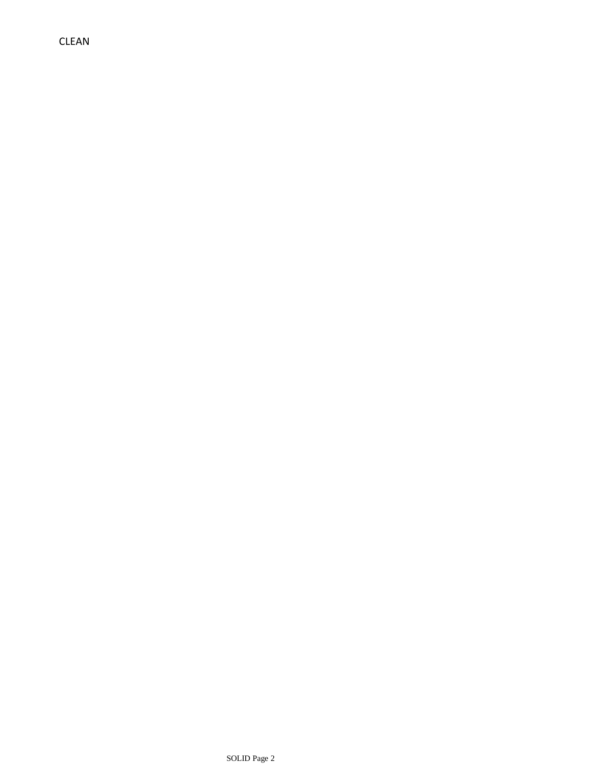CLEAN